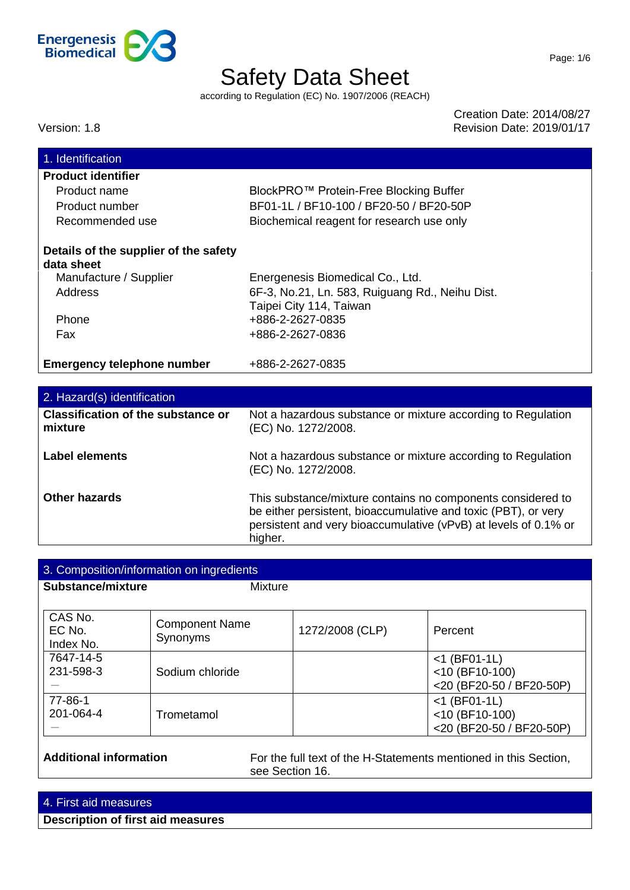# Safety Data Sheet

according to Regulation (EC) No. 1907/2006 (REACH)

Version: 1.8

Creation Date: 2014/08/27
Revision Date: 2019/01/17

## 1. Identification

**Product identifier**

| | |
|---|---|
| Product name | BlockPRO™ Protein-Free Blocking Buffer |
| Product number | BF01-1L / BF10-100 / BF20-50 / BF20-50P |
| Recommended use | Biochemical reagent for research use only |

**Details of the supplier of the safety data sheet**

| | |
|---|---|
| Manufacture / Supplier | Energenesis Biomedical Co., Ltd. |
| Address | 6F-3, No.21, Ln. 583, Ruiguang Rd., Neihu Dist. Taipei City 114, Taiwan |
| Phone | +886-2-2627-0835 |
| Fax | +886-2-2627-0836 |

**Emergency telephone number** +886-2-2627-0835

## 2. Hazard(s) identification

**Classification of the substance or mixture**
Not a hazardous substance or mixture according to Regulation (EC) No. 1272/2008.

**Label elements**
Not a hazardous substance or mixture according to Regulation (EC) No. 1272/2008.

**Other hazards**
This substance/mixture contains no components considered to be either persistent, bioaccumulative and toxic (PBT), or very persistent and very bioaccumulative (vPvB) at levels of 0.1% or higher.

## 3. Composition/information on ingredients

**Substance/mixture** Mixture

| CAS No.<br>EC No.<br>Index No. | Component Name<br>Synonyms | 1272/2008 (CLP) | Percent |
|---|---|---|---|
| 7647-14-5<br>231-598-3<br>— | Sodium chloride | | <1 (BF01-1L)<br><10 (BF10-100)<br><20 (BF20-50 / BF20-50P) |
| 77-86-1<br>201-064-4<br>— | Trometamol | | <1 (BF01-1L)<br><10 (BF10-100)<br><20 (BF20-50 / BF20-50P) |

**Additional information** For the full text of the H-Statements mentioned in this Section, see Section 16.

## 4. First aid measures

**Description of first aid measures**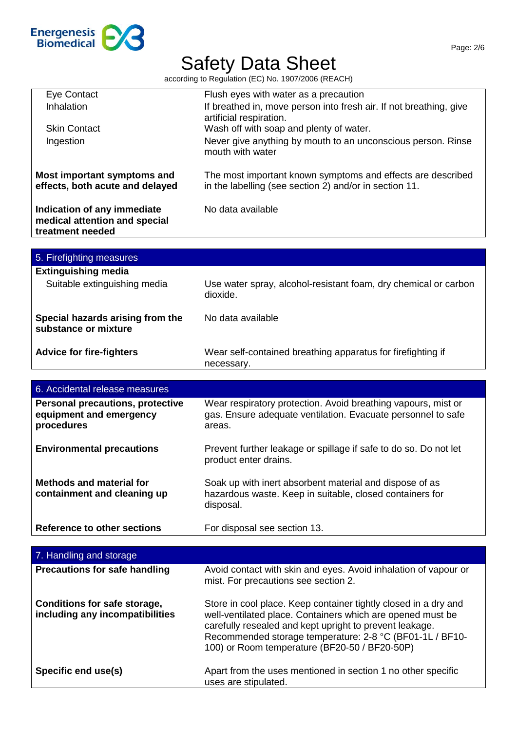| | |
|---|---|
| Eye Contact | Flush eyes with water as a precaution |
| Inhalation | If breathed in, move person into fresh air. If not breathing, give artificial respiration. |
| Skin Contact | Wash off with soap and plenty of water. |
| Ingestion | Never give anything by mouth to an unconscious person. Rinse mouth with water |
| **Most important symptoms and effects, both acute and delayed** | The most important known symptoms and effects are described in the labelling (see section 2) and/or in section 11. |
| **Indication of any immediate medical attention and special treatment needed** | No data available |

## 5. Firefighting measures

| | |
|---|---|
| **Extinguishing media** | |
| Suitable extinguishing media | Use water spray, alcohol-resistant foam, dry chemical or carbon dioxide. |
| **Special hazards arising from the substance or mixture** | No data available |
| **Advice for fire-fighters** | Wear self-contained breathing apparatus for firefighting if necessary. |

## 6. Accidental release measures

| | |
|---|---|
| **Personal precautions, protective equipment and emergency procedures** | Wear respiratory protection. Avoid breathing vapours, mist or gas. Ensure adequate ventilation. Evacuate personnel to safe areas. |
| **Environmental precautions** | Prevent further leakage or spillage if safe to do so. Do not let product enter drains. |
| **Methods and material for containment and cleaning up** | Soak up with inert absorbent material and dispose of as hazardous waste. Keep in suitable, closed containers for disposal. |
| **Reference to other sections** | For disposal see section 13. |

## 7. Handling and storage

| | |
|---|---|
| **Precautions for safe handling** | Avoid contact with skin and eyes. Avoid inhalation of vapour or mist. For precautions see section 2. |
| **Conditions for safe storage, including any incompatibilities** | Store in cool place. Keep container tightly closed in a dry and well-ventilated place. Containers which are opened must be carefully resealed and kept upright to prevent leakage. Recommended storage temperature: 2-8 °C (BF01-1L / BF10-100) or Room temperature (BF20-50 / BF20-50P) |
| **Specific end use(s)** | Apart from the uses mentioned in section 1 no other specific uses are stipulated. |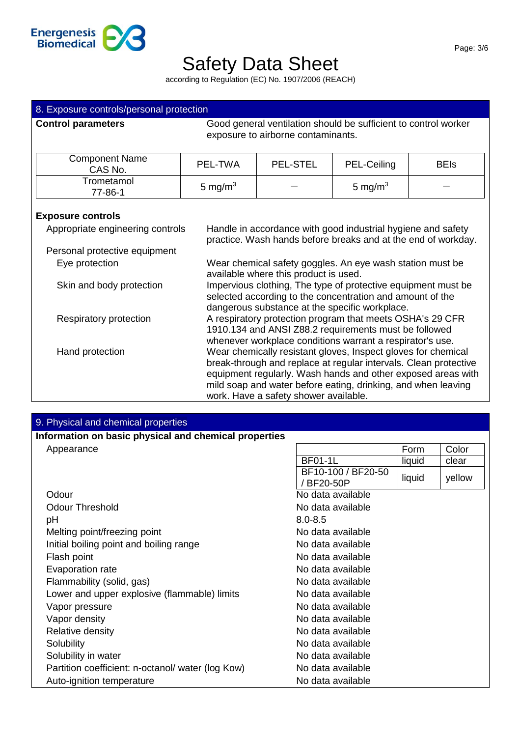# Safety Data Sheet

according to Regulation (EC) No. 1907/2006 (REACH)

## 8. Exposure controls/personal protection

**Control parameters**

Good general ventilation should be sufficient to control worker exposure to airborne contaminants.

| Component Name CAS No. | PEL-TWA | PEL-STEL | PEL-Ceiling | BEIs |
|---|---|---|---|---|
| Trometamol 77-86-1 | 5 mg/m$^3$ | — | 5 mg/m$^3$ | — |

**Exposure controls**

Appropriate engineering controls: Handle in accordance with good industrial hygiene and safety practice. Wash hands before breaks and at the end of workday.

Personal protective equipment

- Eye protection: Wear chemical safety goggles. An eye wash station must be available where this product is used.
- Skin and body protection: Impervious clothing, The type of protective equipment must be selected according to the concentration and amount of the dangerous substance at the specific workplace.
- Respiratory protection: A respiratory protection program that meets OSHA's 29 CFR 1910.134 and ANSI Z88.2 requirements must be followed whenever workplace conditions warrant a respirator's use.
- Hand protection: Wear chemically resistant gloves, Inspect gloves for chemical break-through and replace at regular intervals. Clean protective equipment regularly. Wash hands and other exposed areas with mild soap and water before eating, drinking, and when leaving work. Have a safety shower available.

## 9. Physical and chemical properties

**Information on basic physical and chemical properties**

Appearance

| | Form | Color |
|---|---|---|
| BF01-1L | liquid | clear |
| BF10-100 / BF20-50 / BF20-50P | liquid | yellow |

| Property | Value |
|---|---|
| Odour | No data available |
| Odour Threshold | No data available |
| pH | 8.0-8.5 |
| Melting point/freezing point | No data available |
| Initial boiling point and boiling range | No data available |
| Flash point | No data available |
| Evaporation rate | No data available |
| Flammability (solid, gas) | No data available |
| Lower and upper explosive (flammable) limits | No data available |
| Vapor pressure | No data available |
| Vapor density | No data available |
| Relative density | No data available |
| Solubility | No data available |
| Solubility in water | No data available |
| Partition coefficient: n-octanol/ water (log Kow) | No data available |
| Auto-ignition temperature | No data available |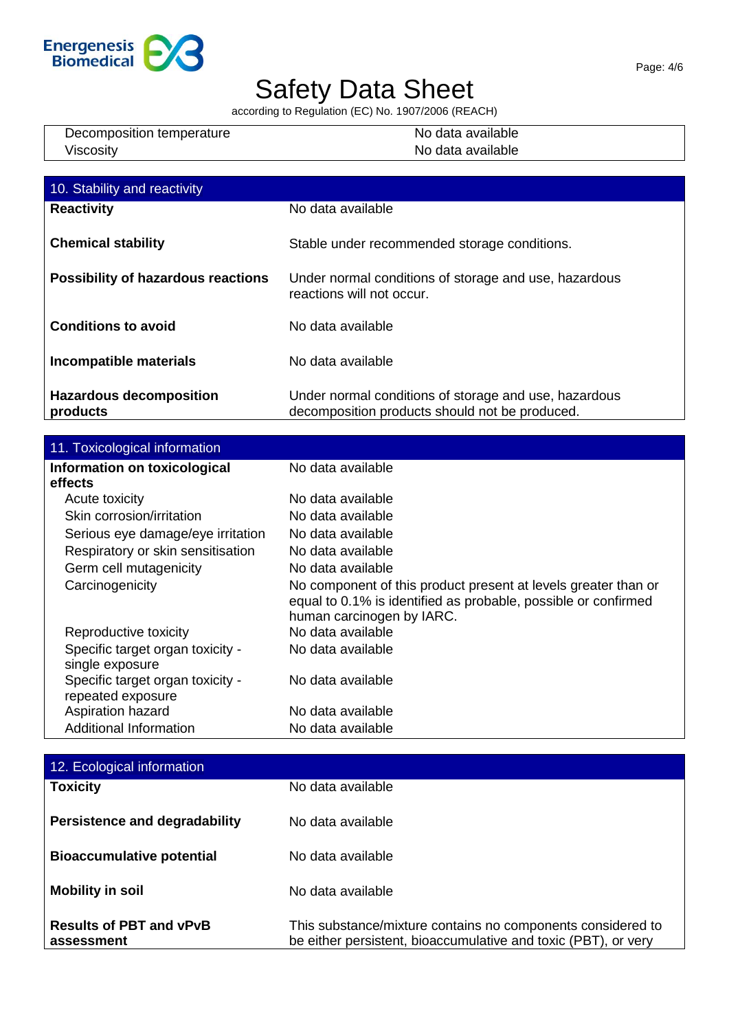| | |
|---|---|
| Decomposition temperature | No data available |
| Viscosity | No data available |

## 10. Stability and reactivity

| | |
|---|---|
| **Reactivity** | No data available |
| **Chemical stability** | Stable under recommended storage conditions. |
| **Possibility of hazardous reactions** | Under normal conditions of storage and use, hazardous reactions will not occur. |
| **Conditions to avoid** | No data available |
| **Incompatible materials** | No data available |
| **Hazardous decomposition products** | Under normal conditions of storage and use, hazardous decomposition products should not be produced. |

## 11. Toxicological information

| | |
|---|---|
| **Information on toxicological effects** | No data available |
| Acute toxicity | No data available |
| Skin corrosion/irritation | No data available |
| Serious eye damage/eye irritation | No data available |
| Respiratory or skin sensitisation | No data available |
| Germ cell mutagenicity | No data available |
| Carcinogenicity | No component of this product present at levels greater than or equal to 0.1% is identified as probable, possible or confirmed human carcinogen by IARC. |
| Reproductive toxicity | No data available |
| Specific target organ toxicity - single exposure | No data available |
| Specific target organ toxicity - repeated exposure | No data available |
| Aspiration hazard | No data available |
| Additional Information | No data available |

## 12. Ecological information

| | |
|---|---|
| **Toxicity** | No data available |
| **Persistence and degradability** | No data available |
| **Bioaccumulative potential** | No data available |
| **Mobility in soil** | No data available |
| **Results of PBT and vPvB assessment** | This substance/mixture contains no components considered to be either persistent, bioaccumulative and toxic (PBT), or very |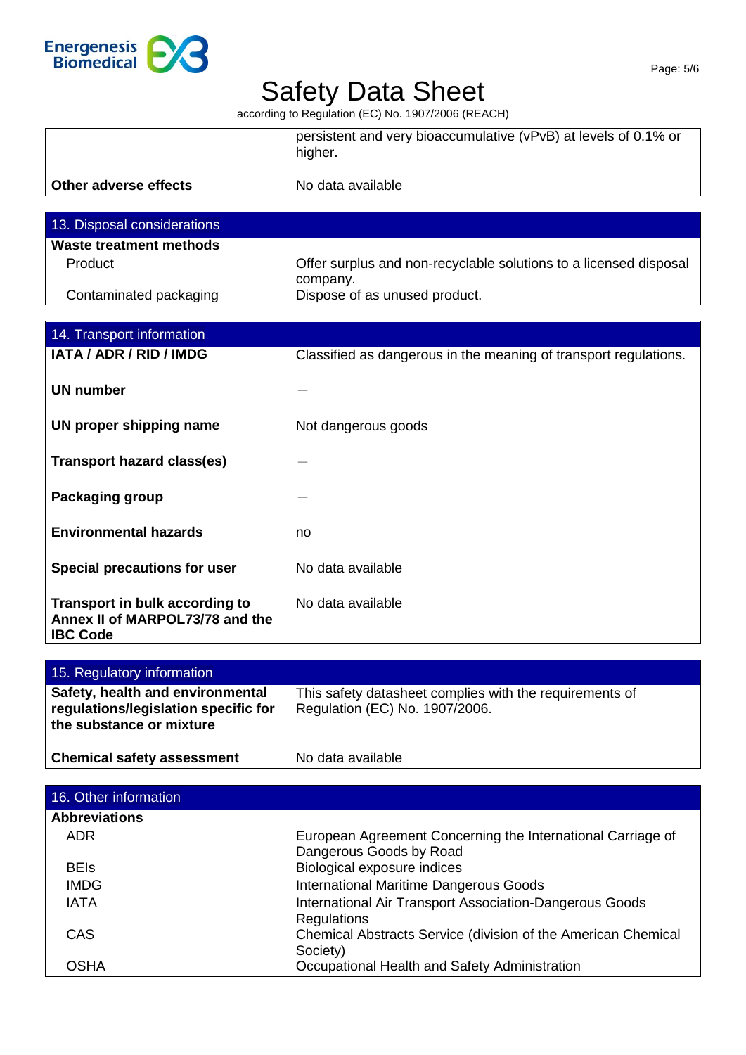| | |
|---|---|
| | persistent and very bioaccumulative (vPvB) at levels of 0.1% or higher. |
| **Other adverse effects** | No data available |

## 13. Disposal considerations

| | |
|---|---|
| **Waste treatment methods** | |
| Product | Offer surplus and non-recyclable solutions to a licensed disposal company. |
| Contaminated packaging | Dispose of as unused product. |

## 14. Transport information

| | |
|---|---|
| **IATA / ADR / RID / IMDG** | Classified as dangerous in the meaning of transport regulations. |
| **UN number** | — |
| **UN proper shipping name** | Not dangerous goods |
| **Transport hazard class(es)** | — |
| **Packaging group** | — |
| **Environmental hazards** | no |
| **Special precautions for user** | No data available |
| **Transport in bulk according to Annex II of MARPOL73/78 and the IBC Code** | No data available |

## 15. Regulatory information

| | |
|---|---|
| **Safety, health and environmental regulations/legislation specific for the substance or mixture** | This safety datasheet complies with the requirements of Regulation (EC) No. 1907/2006. |
| **Chemical safety assessment** | No data available |

## 16. Other information

| | |
|---|---|
| **Abbreviations** | |
| ADR | European Agreement Concerning the International Carriage of Dangerous Goods by Road |
| BEIs | Biological exposure indices |
| IMDG | International Maritime Dangerous Goods |
| IATA | International Air Transport Association-Dangerous Goods Regulations |
| CAS | Chemical Abstracts Service (division of the American Chemical Society) |
| OSHA | Occupational Health and Safety Administration |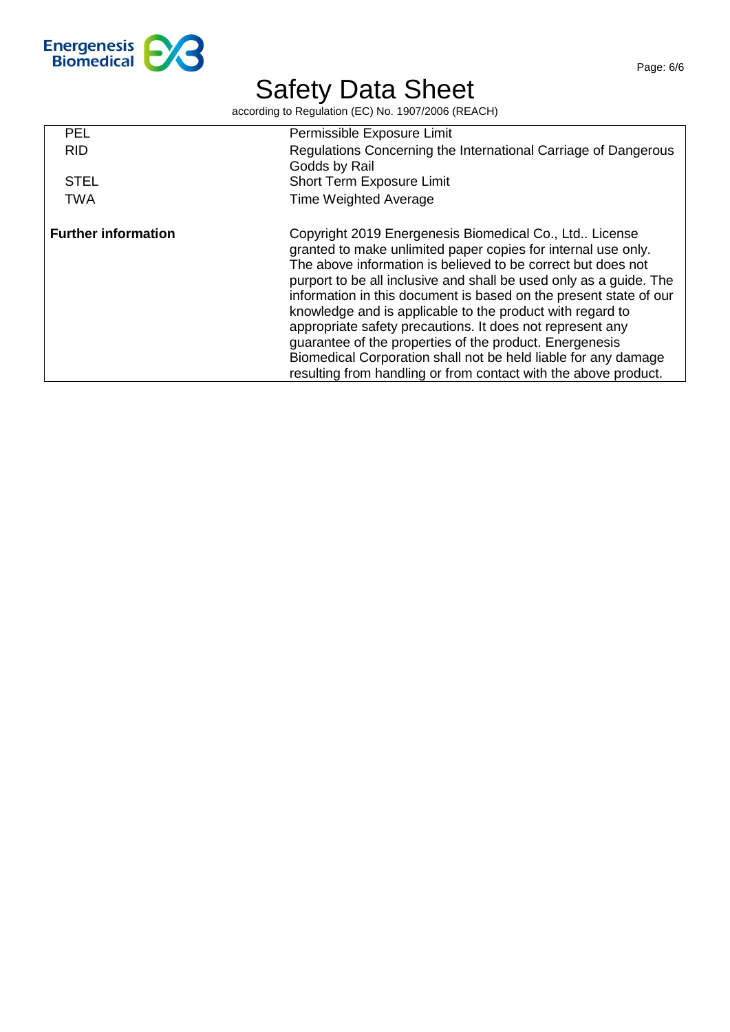| | |
|---|---|
| PEL | Permissible Exposure Limit |
| RID | Regulations Concerning the International Carriage of Dangerous Godds by Rail |
| STEL | Short Term Exposure Limit |
| TWA | Time Weighted Average |
| **Further information** | Copyright 2019 Energenesis Biomedical Co., Ltd.. License granted to make unlimited paper copies for internal use only. The above information is believed to be correct but does not purport to be all inclusive and shall be used only as a guide. The information in this document is based on the present state of our knowledge and is applicable to the product with regard to appropriate safety precautions. It does not represent any guarantee of the properties of the product. Energenesis Biomedical Corporation shall not be held liable for any damage resulting from handling or from contact with the above product. |